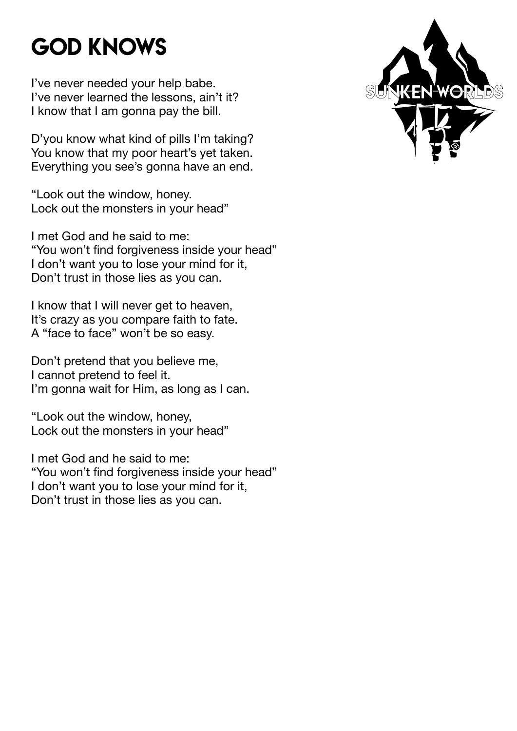# GOD KNOWS

I've never needed your help babe.
I've never learned the lessons, ain't it?
I know that I am gonna pay the bill.

D'you know what kind of pills I'm taking?
You know that my poor heart's yet taken.
Everything you see's gonna have an end.

"Look out the window, honey.
Lock out the monsters in your head"

I met God and he said to me:
"You won't find forgiveness inside your head"
I don't want you to lose your mind for it,
Don't trust in those lies as you can.

I know that I will never get to heaven,
It's crazy as you compare faith to fate.
A "face to face" won't be so easy.

Don't pretend that you believe me,
I cannot pretend to feel it.
I'm gonna wait for Him, as long as I can.

"Look out the window, honey,
Lock out the monsters in your head"

I met God and he said to me:
"You won't find forgiveness inside your head"
I don't want you to lose your mind for it,
Don't trust in those lies as you can.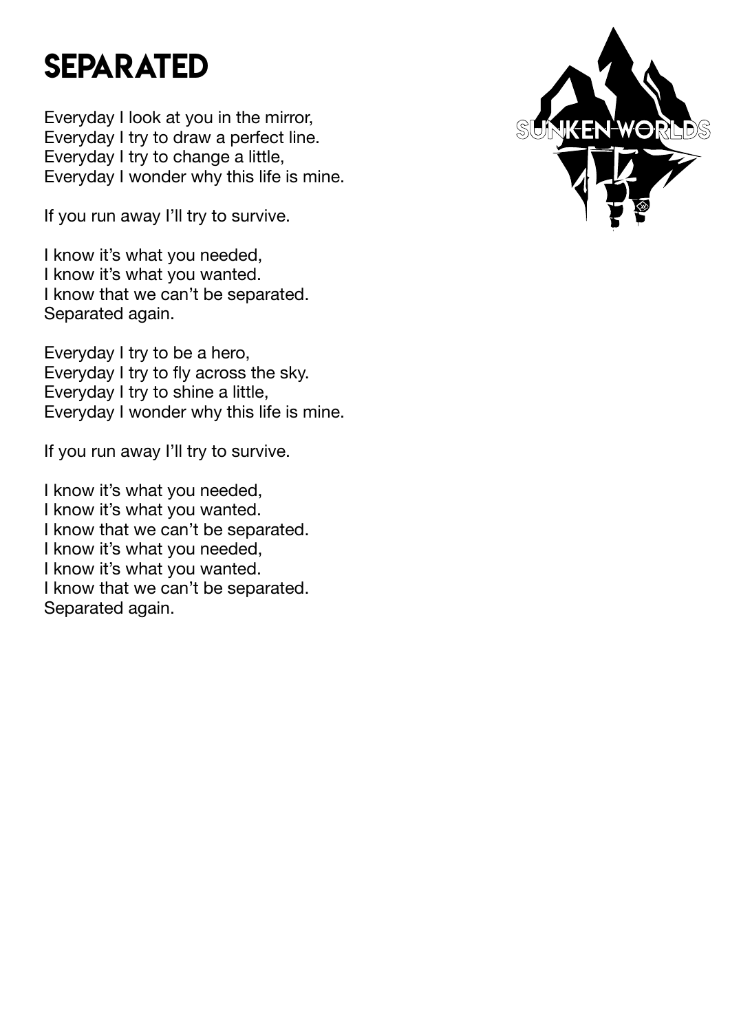# SEPARATED

Everyday I look at you in the mirror,
Everyday I try to draw a perfect line.
Everyday I try to change a little,
Everyday I wonder why this life is mine.

If you run away I'll try to survive.

I know it's what you needed,
I know it's what you wanted.
I know that we can't be separated.
Separated again.

Everyday I try to be a hero,
Everyday I try to fly across the sky.
Everyday I try to shine a little,
Everyday I wonder why this life is mine.

If you run away I'll try to survive.

I know it's what you needed,
I know it's what you wanted.
I know that we can't be separated.
I know it's what you needed,
I know it's what you wanted.
I know that we can't be separated.
Separated again.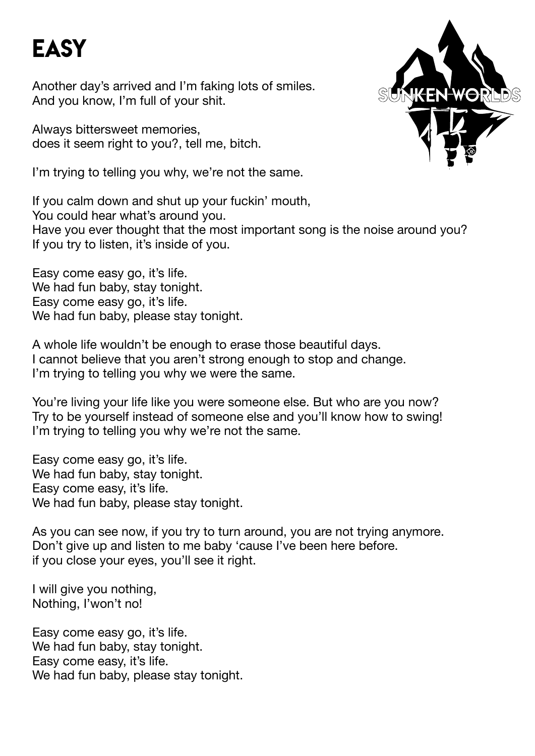# EASY

Another day's arrived and I'm faking lots of smiles.
And you know, I'm full of your shit.

Always bittersweet memories,
does it seem right to you?, tell me, bitch.

I'm trying to telling you why, we're not the same.

If you calm down and shut up your fuckin' mouth,
You could hear what's around you.
Have you ever thought that the most important song is the noise around you?
If you try to listen, it's inside of you.

Easy come easy go, it's life.
We had fun baby, stay tonight.
Easy come easy go, it's life.
We had fun baby, please stay tonight.

A whole life wouldn't be enough to erase those beautiful days.
I cannot believe that you aren't strong enough to stop and change.
I'm trying to telling you why we were the same.

You're living your life like you were someone else. But who are you now?
Try to be yourself instead of someone else and you'll know how to swing!
I'm trying to telling you why we're not the same.

Easy come easy go, it's life.
We had fun baby, stay tonight.
Easy come easy, it's life.
We had fun baby, please stay tonight.

As you can see now, if you try to turn around, you are not trying anymore.
Don't give up and listen to me baby 'cause I've been here before.
if you close your eyes, you'll see it right.

I will give you nothing,
Nothing, I'won't no!

Easy come easy go, it's life.
We had fun baby, stay tonight.
Easy come easy, it's life.
We had fun baby, please stay tonight.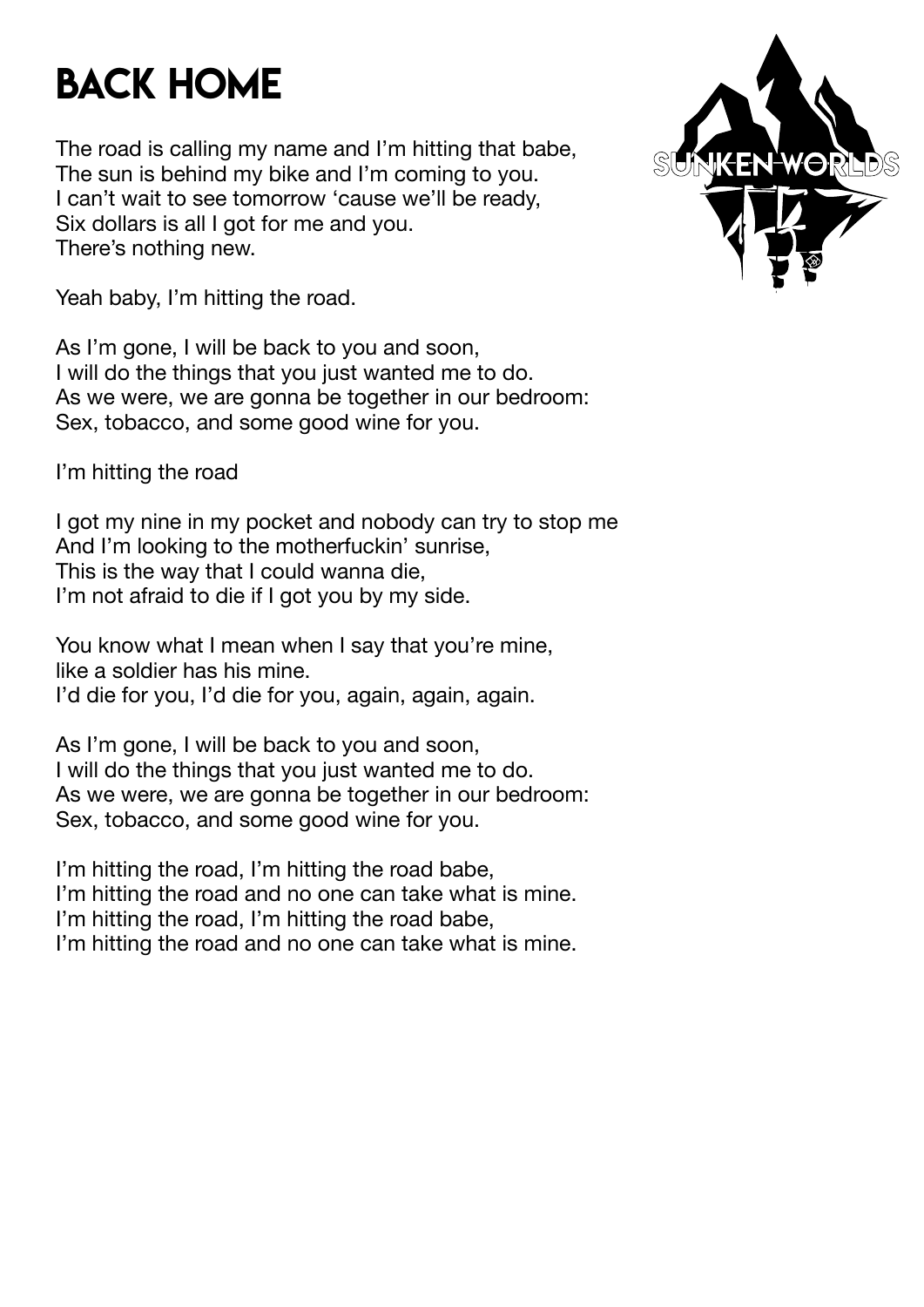# Back Home

The road is calling my name and I'm hitting that babe,
The sun is behind my bike and I'm coming to you.
I can't wait to see tomorrow 'cause we'll be ready,
Six dollars is all I got for me and you.
There's nothing new.

Yeah baby, I'm hitting the road.

As I'm gone, I will be back to you and soon,
I will do the things that you just wanted me to do.
As we were, we are gonna be together in our bedroom:
Sex, tobacco, and some good wine for you.

I'm hitting the road

I got my nine in my pocket and nobody can try to stop me
And I'm looking to the motherfuckin' sunrise,
This is the way that I could wanna die,
I'm not afraid to die if I got you by my side.

You know what I mean when I say that you're mine,
like a soldier has his mine.
I'd die for you, I'd die for you, again, again, again.

As I'm gone, I will be back to you and soon,
I will do the things that you just wanted me to do.
As we were, we are gonna be together in our bedroom:
Sex, tobacco, and some good wine for you.

I'm hitting the road, I'm hitting the road babe,
I'm hitting the road and no one can take what is mine.
I'm hitting the road, I'm hitting the road babe,
I'm hitting the road and no one can take what is mine.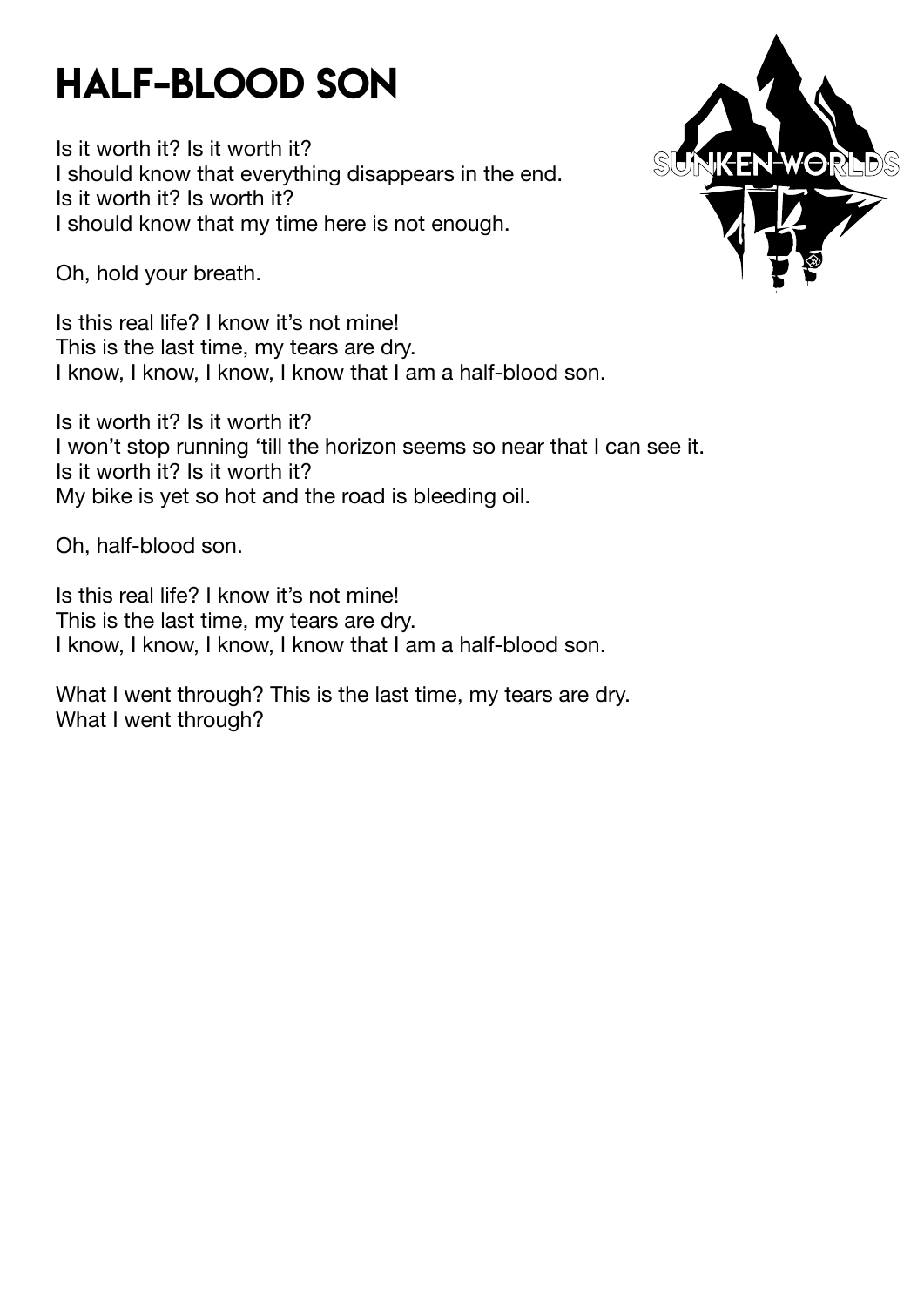# HALF-BLOOD SON

Is it worth it? Is it worth it?
I should know that everything disappears in the end.
Is it worth it? Is worth it?
I should know that my time here is not enough.

Oh, hold your breath.

Is this real life? I know it's not mine!
This is the last time, my tears are dry.
I know, I know, I know, I know that I am a half-blood son.

Is it worth it? Is it worth it?
I won't stop running 'till the horizon seems so near that I can see it.
Is it worth it? Is it worth it?
My bike is yet so hot and the road is bleeding oil.

Oh, half-blood son.

Is this real life? I know it's not mine!
This is the last time, my tears are dry.
I know, I know, I know, I know that I am a half-blood son.

What I went through? This is the last time, my tears are dry.
What I went through?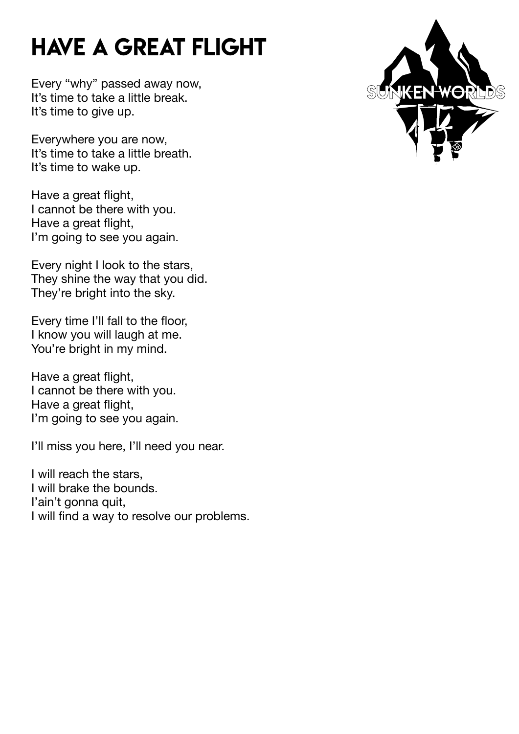# HAVE A GREAT FLIGHT

Every "why" passed away now,
It's time to take a little break.
It's time to give up.

Everywhere you are now,
It's time to take a little breath.
It's time to wake up.

Have a great flight,
I cannot be there with you.
Have a great flight,
I'm going to see you again.

Every night I look to the stars,
They shine the way that you did.
They're bright into the sky.

Every time I'll fall to the floor,
I know you will laugh at me.
You're bright in my mind.

Have a great flight,
I cannot be there with you.
Have a great flight,
I'm going to see you again.

I'll miss you here, I'll need you near.

I will reach the stars,
I will brake the bounds.
I'ain't gonna quit,
I will find a way to resolve our problems.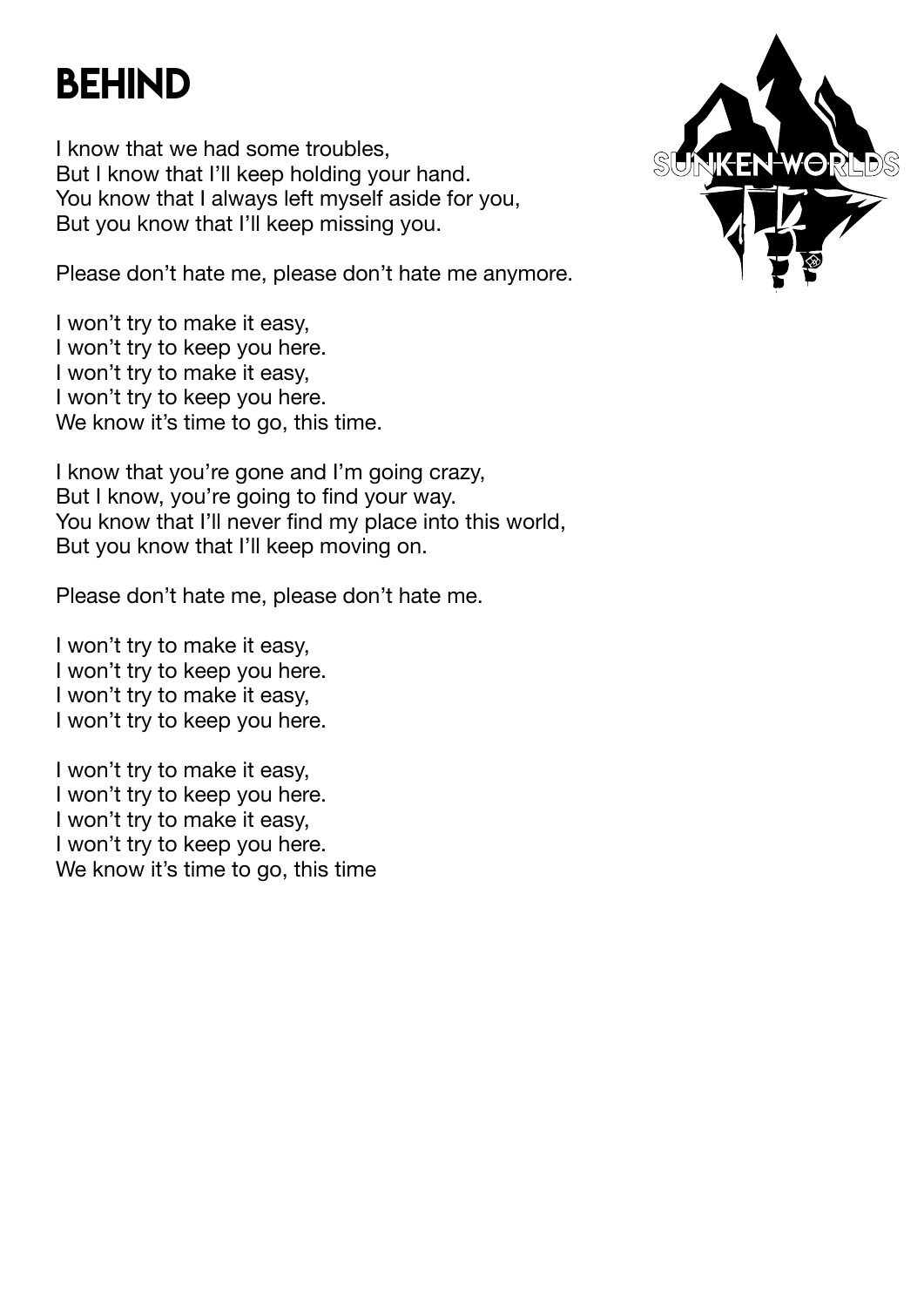# BEHIND

I know that we had some troubles,
But I know that I'll keep holding your hand.
You know that I always left myself aside for you,
But you know that I'll keep missing you.

Please don't hate me, please don't hate me anymore.

I won't try to make it easy,
I won't try to keep you here.
I won't try to make it easy,
I won't try to keep you here.
We know it's time to go, this time.

I know that you're gone and I'm going crazy,
But I know, you're going to find your way.
You know that I'll never find my place into this world,
But you know that I'll keep moving on.

Please don't hate me, please don't hate me.

I won't try to make it easy,
I won't try to keep you here.
I won't try to make it easy,
I won't try to keep you here.

I won't try to make it easy,
I won't try to keep you here.
I won't try to make it easy,
I won't try to keep you here.
We know it's time to go, this time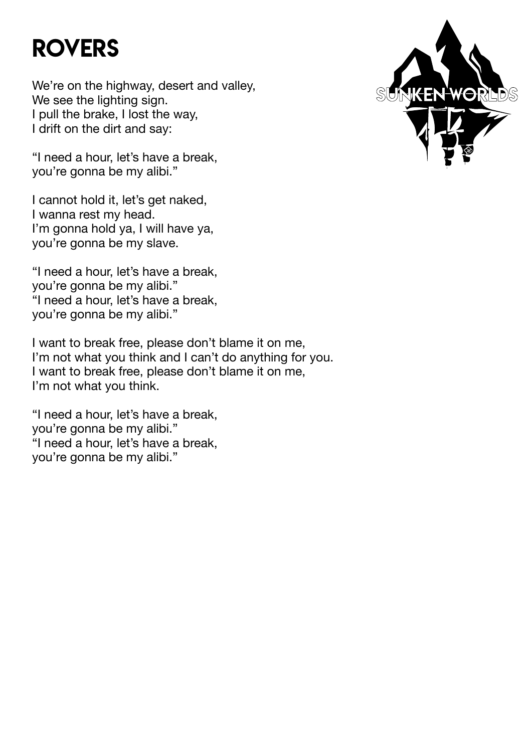# ROVERS

We're on the highway, desert and valley,
We see the lighting sign.
I pull the brake, I lost the way,
I drift on the dirt and say:

"I need a hour, let's have a break,
you're gonna be my alibi."

I cannot hold it, let's get naked,
I wanna rest my head.
I'm gonna hold ya, I will have ya,
you're gonna be my slave.

"I need a hour, let's have a break,
you're gonna be my alibi."
"I need a hour, let's have a break,
you're gonna be my alibi."

I want to break free, please don't blame it on me,
I'm not what you think and I can't do anything for you.
I want to break free, please don't blame it on me,
I'm not what you think.

"I need a hour, let's have a break,
you're gonna be my alibi."
"I need a hour, let's have a break,
you're gonna be my alibi."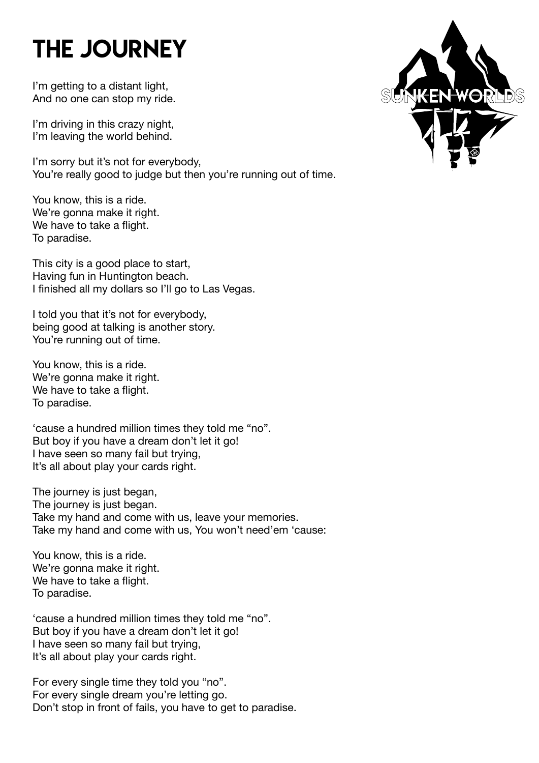# THE JOURNEY

I'm getting to a distant light,
And no one can stop my ride.

I'm driving in this crazy night,
I'm leaving the world behind.

I'm sorry but it's not for everybody,
You're really good to judge but then you're running out of time.

You know, this is a ride.
We're gonna make it right.
We have to take a flight.
To paradise.

This city is a good place to start,
Having fun in Huntington beach.
I finished all my dollars so I'll go to Las Vegas.

I told you that it's not for everybody,
being good at talking is another story.
You're running out of time.

You know, this is a ride.
We're gonna make it right.
We have to take a flight.
To paradise.

'cause a hundred million times they told me "no".
But boy if you have a dream don't let it go!
I have seen so many fail but trying,
It's all about play your cards right.

The journey is just began,
The journey is just began.
Take my hand and come with us, leave your memories.
Take my hand and come with us, You won't need'em 'cause:

You know, this is a ride.
We're gonna make it right.
We have to take a flight.
To paradise.

'cause a hundred million times they told me "no".
But boy if you have a dream don't let it go!
I have seen so many fail but trying,
It's all about play your cards right.

For every single time they told you "no".
For every single dream you're letting go.
Don't stop in front of fails, you have to get to paradise.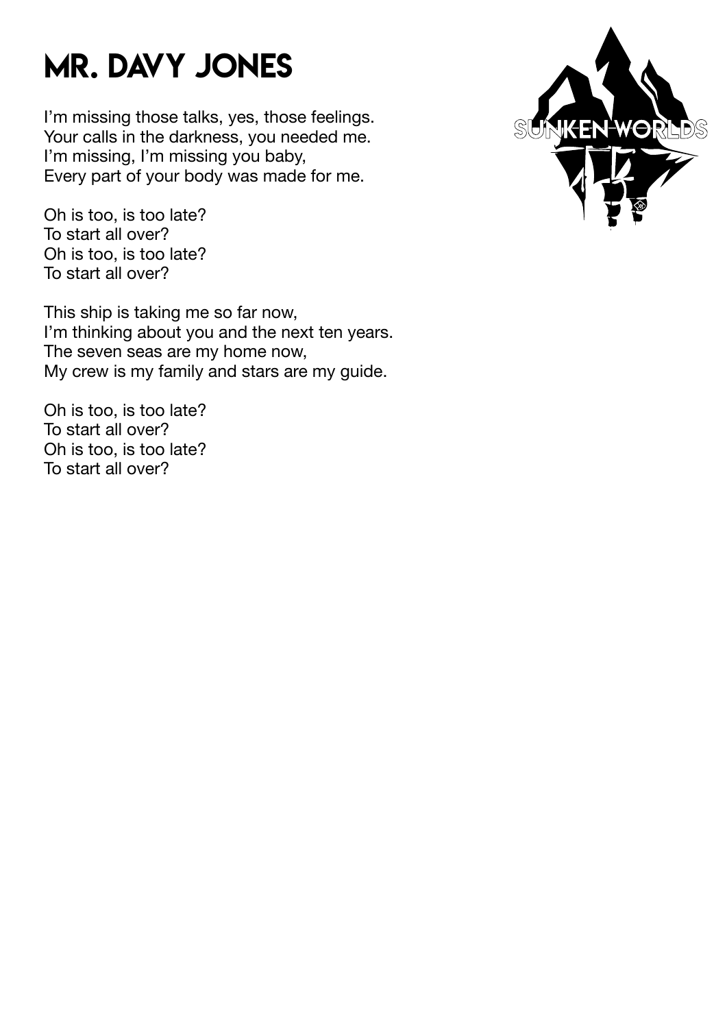# MR. DAVY JONES

I'm missing those talks, yes, those feelings.
Your calls in the darkness, you needed me.
I'm missing, I'm missing you baby,
Every part of your body was made for me.

Oh is too, is too late?
To start all over?
Oh is too, is too late?
To start all over?

This ship is taking me so far now,
I'm thinking about you and the next ten years.
The seven seas are my home now,
My crew is my family and stars are my guide.

Oh is too, is too late?
To start all over?
Oh is too, is too late?
To start all over?